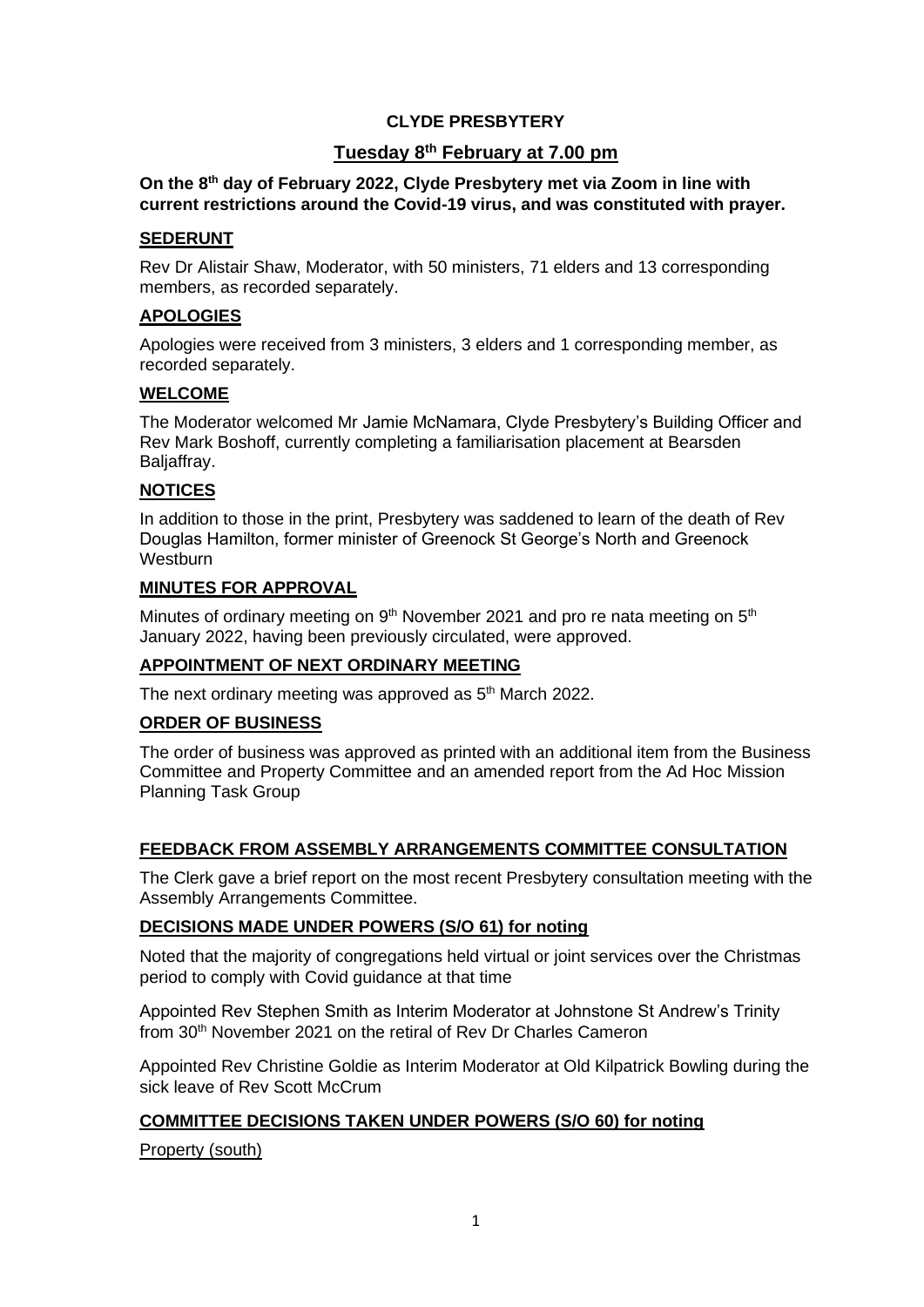# CLYDE PRESBYTERY

## Tuesday 8th February at 7.00 pm

**On the 8th day of February 2022, Clyde Presbytery met via Zoom in line with current restrictions around the Covid-19 virus, and was constituted with prayer.**

### SEDERUNT

Rev Dr Alistair Shaw, Moderator, with 50 ministers, 71 elders and 13 corresponding members, as recorded separately.

### APOLOGIES

Apologies were received from 3 ministers, 3 elders and 1 corresponding member, as recorded separately.

### WELCOME

The Moderator welcomed Mr Jamie McNamara, Clyde Presbytery's Building Officer and Rev Mark Boshoff, currently completing a familiarisation placement at Bearsden Baljaffray.

### NOTICES

In addition to those in the print, Presbytery was saddened to learn of the death of Rev Douglas Hamilton, former minister of Greenock St George's North and Greenock Westburn

### MINUTES FOR APPROVAL

Minutes of ordinary meeting on 9th November 2021 and pro re nata meeting on 5th January 2022, having been previously circulated, were approved.

### APPOINTMENT OF NEXT ORDINARY MEETING

The next ordinary meeting was approved as 5th March 2022.

### ORDER OF BUSINESS

The order of business was approved as printed with an additional item from the Business Committee and Property Committee and an amended report from the Ad Hoc Mission Planning Task Group

### FEEDBACK FROM ASSEMBLY ARRANGEMENTS COMMITTEE CONSULTATION

The Clerk gave a brief report on the most recent Presbytery consultation meeting with the Assembly Arrangements Committee.

### DECISIONS MADE UNDER POWERS (S/O 61) for noting

Noted that the majority of congregations held virtual or joint services over the Christmas period to comply with Covid guidance at that time

Appointed Rev Stephen Smith as Interim Moderator at Johnstone St Andrew's Trinity from 30th November 2021 on the retiral of Rev Dr Charles Cameron

Appointed Rev Christine Goldie as Interim Moderator at Old Kilpatrick Bowling during the sick leave of Rev Scott McCrum

### COMMITTEE DECISIONS TAKEN UNDER POWERS (S/O 60) for noting

Property (south)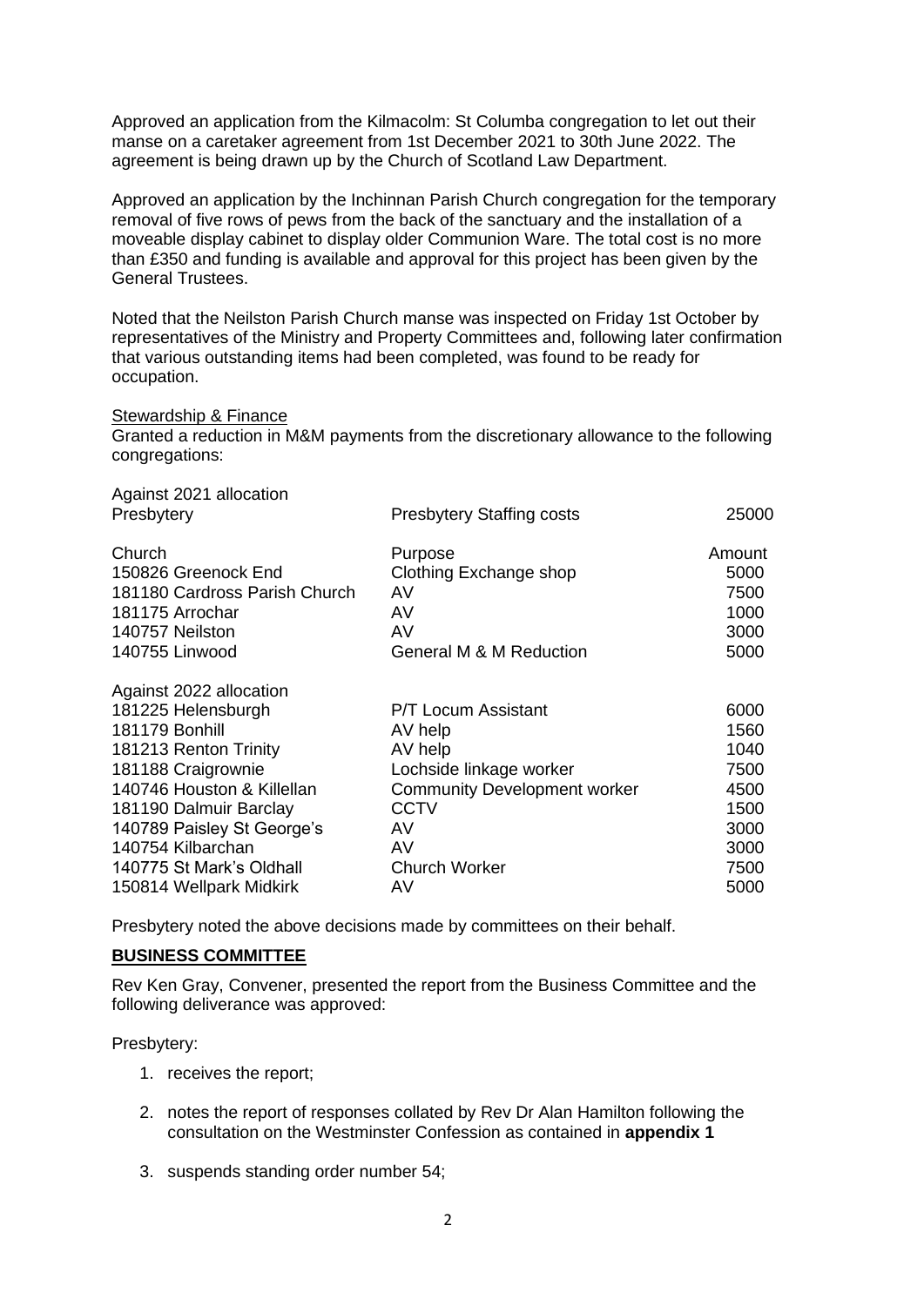Approved an application from the Kilmacolm: St Columba congregation to let out their manse on a caretaker agreement from 1st December 2021 to 30th June 2022. The agreement is being drawn up by the Church of Scotland Law Department.

Approved an application by the Inchinnan Parish Church congregation for the temporary removal of five rows of pews from the back of the sanctuary and the installation of a moveable display cabinet to display older Communion Ware. The total cost is no more than £350 and funding is available and approval for this project has been given by the General Trustees.

Noted that the Neilston Parish Church manse was inspected on Friday 1st October by representatives of the Ministry and Property Committees and, following later confirmation that various outstanding items had been completed, was found to be ready for occupation.

Stewardship & Finance

Granted a reduction in M&M payments from the discretionary allowance to the following congregations:

| Against 2021 allocation | | |
|---|---|---|
| Presbytery | Presbytery Staffing costs | 25000 |
| Church | Purpose | Amount |
| 150826 Greenock End | Clothing Exchange shop | 5000 |
| 181180 Cardross Parish Church | AV | 7500 |
| 181175 Arrochar | AV | 1000 |
| 140757 Neilston | AV | 3000 |
| 140755 Linwood | General M & M Reduction | 5000 |
| Against 2022 allocation | | |
| 181225 Helensburgh | P/T Locum Assistant | 6000 |
| 181179 Bonhill | AV help | 1560 |
| 181213 Renton Trinity | AV help | 1040 |
| 181188 Craigrownie | Lochside linkage worker | 7500 |
| 140746 Houston & Killellan | Community Development worker | 4500 |
| 181190 Dalmuir Barclay | CCTV | 1500 |
| 140789 Paisley St George's | AV | 3000 |
| 140754 Kilbarchan | AV | 3000 |
| 140775 St Mark's Oldhall | Church Worker | 7500 |
| 150814 Wellpark Midkirk | AV | 5000 |

Presbytery noted the above decisions made by committees on their behalf.

**BUSINESS COMMITTEE**

Rev Ken Gray, Convener, presented the report from the Business Committee and the following deliverance was approved:

Presbytery:

1. receives the report;
2. notes the report of responses collated by Rev Dr Alan Hamilton following the consultation on the Westminster Confession as contained in **appendix 1**
3. suspends standing order number 54;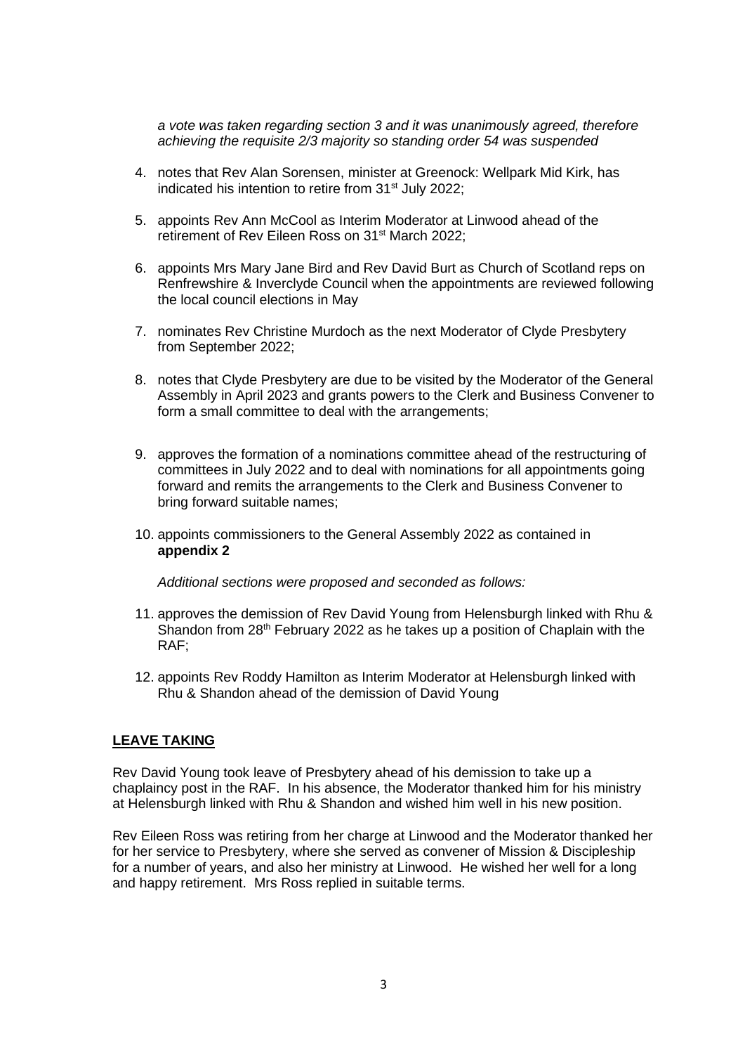*a vote was taken regarding section 3 and it was unanimously agreed, therefore achieving the requisite 2/3 majority so standing order 54 was suspended*

4. notes that Rev Alan Sorensen, minister at Greenock: Wellpark Mid Kirk, has indicated his intention to retire from 31st July 2022;

5. appoints Rev Ann McCool as Interim Moderator at Linwood ahead of the retirement of Rev Eileen Ross on 31st March 2022;

6. appoints Mrs Mary Jane Bird and Rev David Burt as Church of Scotland reps on Renfrewshire & Inverclyde Council when the appointments are reviewed following the local council elections in May

7. nominates Rev Christine Murdoch as the next Moderator of Clyde Presbytery from September 2022;

8. notes that Clyde Presbytery are due to be visited by the Moderator of the General Assembly in April 2023 and grants powers to the Clerk and Business Convener to form a small committee to deal with the arrangements;

9. approves the formation of a nominations committee ahead of the restructuring of committees in July 2022 and to deal with nominations for all appointments going forward and remits the arrangements to the Clerk and Business Convener to bring forward suitable names;

10. appoints commissioners to the General Assembly 2022 as contained in **appendix 2**

*Additional sections were proposed and seconded as follows:*

11. approves the demission of Rev David Young from Helensburgh linked with Rhu & Shandon from 28th February 2022 as he takes up a position of Chaplain with the RAF;

12. appoints Rev Roddy Hamilton as Interim Moderator at Helensburgh linked with Rhu & Shandon ahead of the demission of David Young

## LEAVE TAKING

Rev David Young took leave of Presbytery ahead of his demission to take up a chaplaincy post in the RAF. In his absence, the Moderator thanked him for his ministry at Helensburgh linked with Rhu & Shandon and wished him well in his new position.

Rev Eileen Ross was retiring from her charge at Linwood and the Moderator thanked her for her service to Presbytery, where she served as convener of Mission & Discipleship for a number of years, and also her ministry at Linwood. He wished her well for a long and happy retirement. Mrs Ross replied in suitable terms.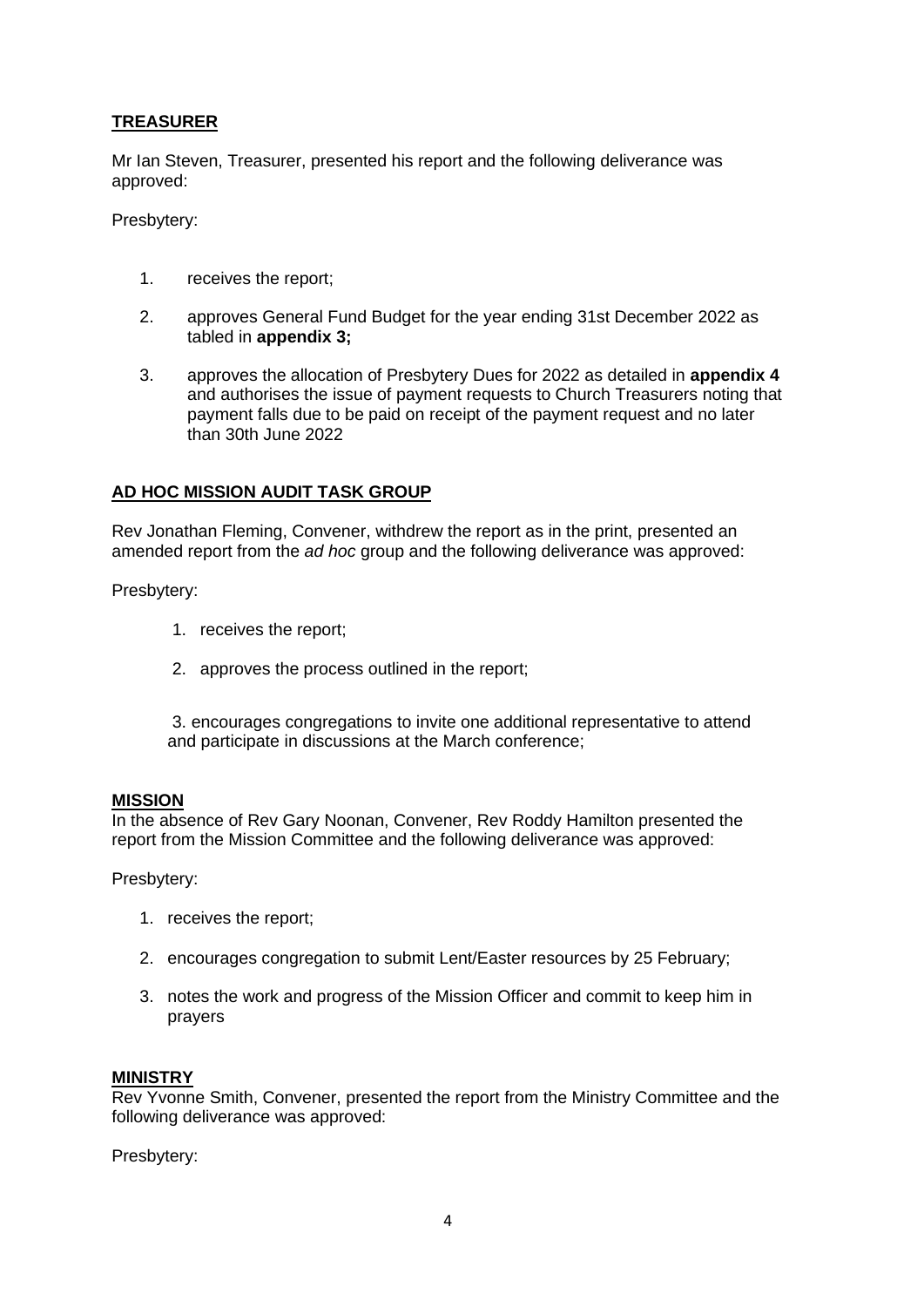## **TREASURER**

Mr Ian Steven, Treasurer, presented his report and the following deliverance was approved:

Presbytery:

1. receives the report;
2. approves General Fund Budget for the year ending 31st December 2022 as tabled in **appendix 3;**
3. approves the allocation of Presbytery Dues for 2022 as detailed in **appendix 4** and authorises the issue of payment requests to Church Treasurers noting that payment falls due to be paid on receipt of the payment request and no later than 30th June 2022

## **AD HOC MISSION AUDIT TASK GROUP**

Rev Jonathan Fleming, Convener, withdrew the report as in the print, presented an amended report from the *ad hoc* group and the following deliverance was approved:

Presbytery:

1. receives the report;
2. approves the process outlined in the report;
3. encourages congregations to invite one additional representative to attend and participate in discussions at the March conference;

## **MISSION**

In the absence of Rev Gary Noonan, Convener, Rev Roddy Hamilton presented the report from the Mission Committee and the following deliverance was approved:

Presbytery:

1. receives the report;
2. encourages congregation to submit Lent/Easter resources by 25 February;
3. notes the work and progress of the Mission Officer and commit to keep him in prayers

## **MINISTRY**

Rev Yvonne Smith, Convener, presented the report from the Ministry Committee and the following deliverance was approved:

Presbytery: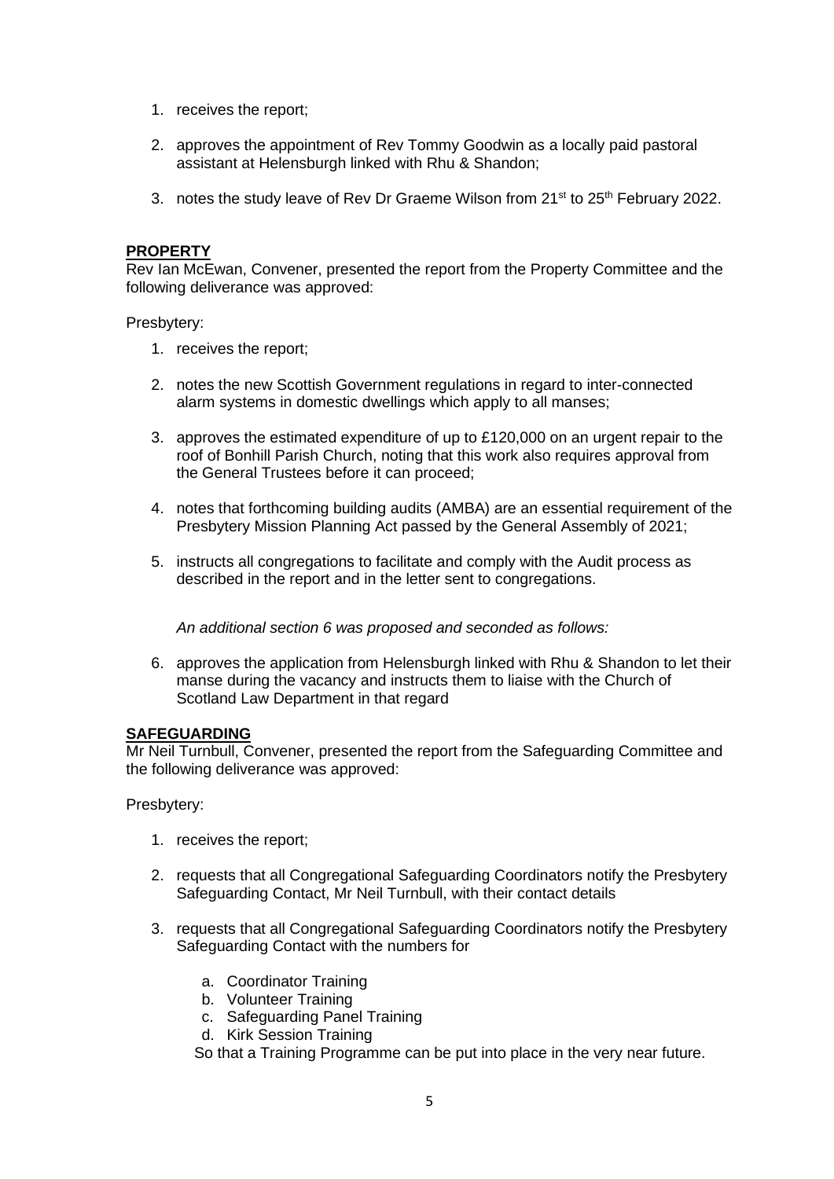1. receives the report;

2. approves the appointment of Rev Tommy Goodwin as a locally paid pastoral assistant at Helensburgh linked with Rhu & Shandon;

3. notes the study leave of Rev Dr Graeme Wilson from 21st to 25th February 2022.

**PROPERTY**

Rev Ian McEwan, Convener, presented the report from the Property Committee and the following deliverance was approved:

Presbytery:

1. receives the report;

2. notes the new Scottish Government regulations in regard to inter-connected alarm systems in domestic dwellings which apply to all manses;

3. approves the estimated expenditure of up to £120,000 on an urgent repair to the roof of Bonhill Parish Church, noting that this work also requires approval from the General Trustees before it can proceed;

4. notes that forthcoming building audits (AMBA) are an essential requirement of the Presbytery Mission Planning Act passed by the General Assembly of 2021;

5. instructs all congregations to facilitate and comply with the Audit process as described in the report and in the letter sent to congregations.

   *An additional section 6 was proposed and seconded as follows:*

6. approves the application from Helensburgh linked with Rhu & Shandon to let their manse during the vacancy and instructs them to liaise with the Church of Scotland Law Department in that regard

**SAFEGUARDING**

Mr Neil Turnbull, Convener, presented the report from the Safeguarding Committee and the following deliverance was approved:

Presbytery:

1. receives the report;

2. requests that all Congregational Safeguarding Coordinators notify the Presbytery Safeguarding Contact, Mr Neil Turnbull, with their contact details

3. requests that all Congregational Safeguarding Coordinators notify the Presbytery Safeguarding Contact with the numbers for

   a. Coordinator Training
   b. Volunteer Training
   c. Safeguarding Panel Training
   d. Kirk Session Training

   So that a Training Programme can be put into place in the very near future.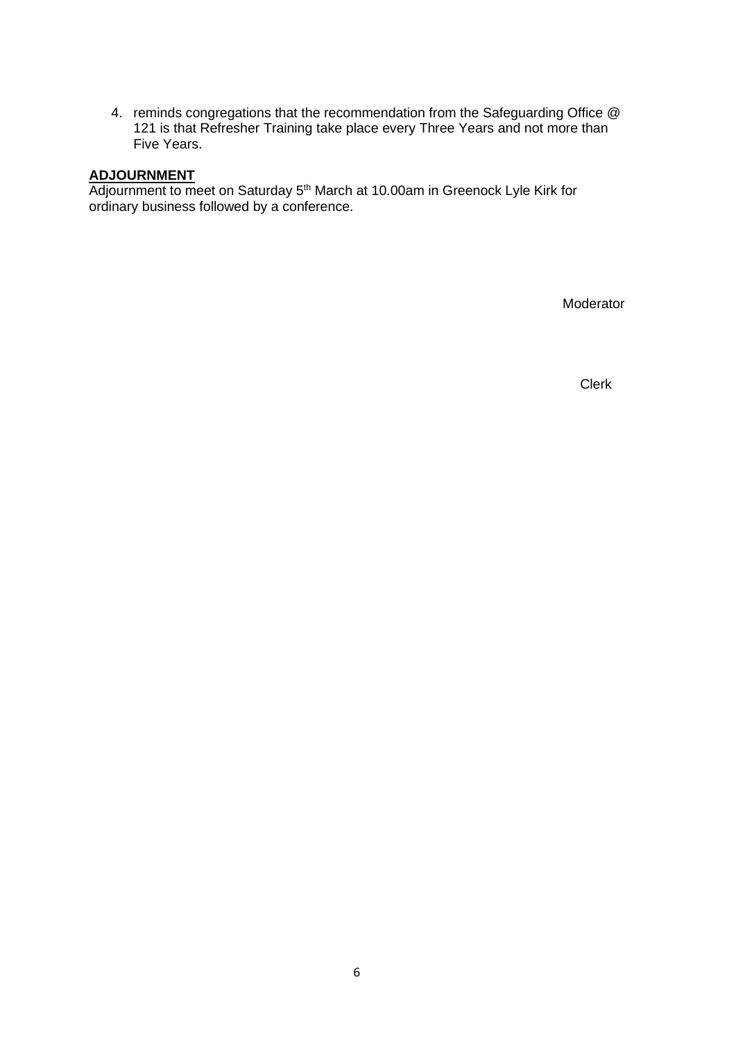4. reminds congregations that the recommendation from the Safeguarding Office @ 121 is that Refresher Training take place every Three Years and not more than Five Years.

**ADJOURNMENT**

Adjournment to meet on Saturday 5th March at 10.00am in Greenock Lyle Kirk for ordinary business followed by a conference.

Moderator

Clerk